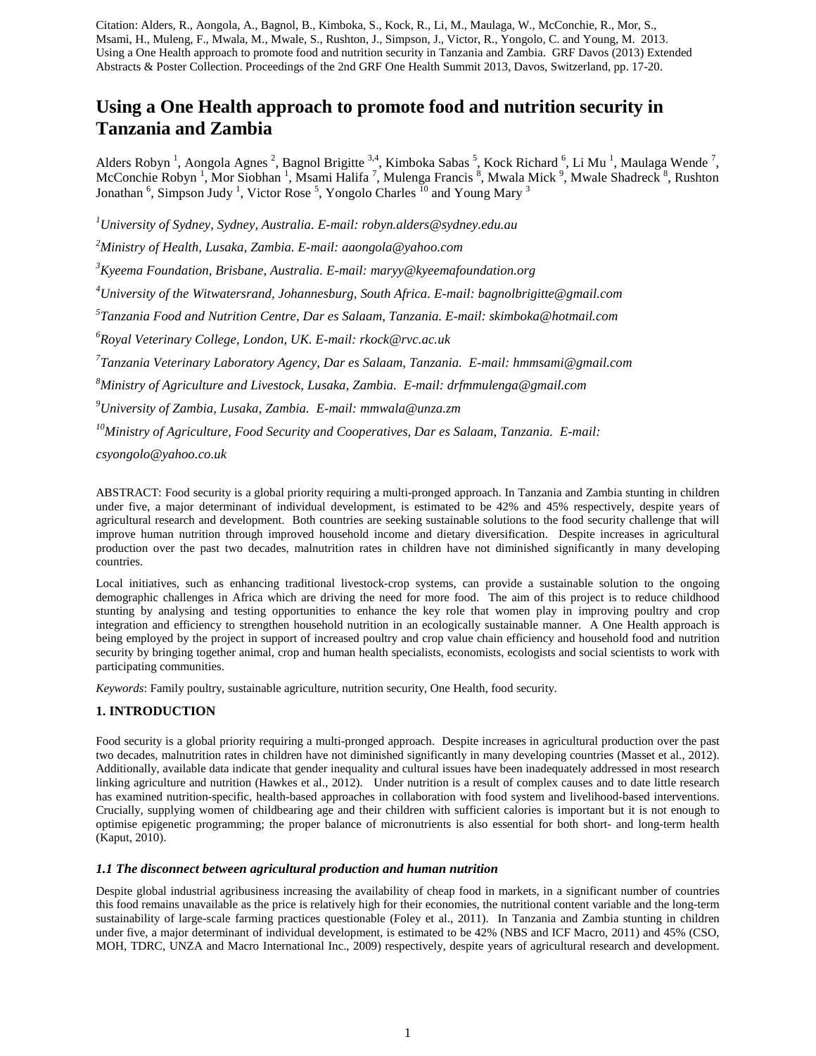Citation: Alders, R., Aongola, A., Bagnol, B., Kimboka, S., Kock, R., Li, M., Maulaga, W., McConchie, R., Mor, S., Msami, H., Muleng, F., Mwala, M., Mwale, S., Rushton, J., Simpson, J., Victor, R., Yongolo, C. and Young, M. 2013. Using a One Health approach to promote food and nutrition security in Tanzania and Zambia. GRF Davos (2013) Extended Abstracts & Poster Collection. Proceedings of the 2nd GRF One Health Summit 2013, Davos, Switzerland, pp. 17-20.

# Using a One Health approach to promote food and nutrition security in Tanzania and Zambia

Alders Robyn [1], Aongola Agnes [2], Bagnol Brigitte [3,4], Kimboka Sabas [5], Kock Richard [6], Li Mu [1], Maulaga Wende [7], McConchie Robyn [1], Mor Siobhan [1], Msami Halifa [7], Mulenga Francis [8], Mwala Mick [9], Mwale Shadreck [8], Rushton Jonathan [6], Simpson Judy [1], Victor Rose [5], Yongolo Charles [10] and Young Mary [3]

[1]*University of Sydney, Sydney, Australia. E-mail: robyn.alders@sydney.edu.au*

[2]*Ministry of Health, Lusaka, Zambia. E-mail: aaongola@yahoo.com*

[3]*Kyeema Foundation, Brisbane, Australia. E-mail: maryy@kyeemafoundation.org*

[4]*University of the Witwatersrand, Johannesburg, South Africa. E-mail: bagnolbrigitte@gmail.com*

[5]*Tanzania Food and Nutrition Centre, Dar es Salaam, Tanzania. E-mail: skimboka@hotmail.com*

[6]*Royal Veterinary College, London, UK. E-mail: rkock@rvc.ac.uk*

[7]*Tanzania Veterinary Laboratory Agency, Dar es Salaam, Tanzania. E-mail: hmmsami@gmail.com*

[8]*Ministry of Agriculture and Livestock, Lusaka, Zambia. E-mail: drfmmulenga@gmail.com*

[9]*University of Zambia, Lusaka, Zambia. E-mail: mmwala@unza.zm*

[10]*Ministry of Agriculture, Food Security and Cooperatives, Dar es Salaam, Tanzania. E-mail: csyongolo@yahoo.co.uk*

ABSTRACT: Food security is a global priority requiring a multi-pronged approach. In Tanzania and Zambia stunting in children under five, a major determinant of individual development, is estimated to be 42% and 45% respectively, despite years of agricultural research and development. Both countries are seeking sustainable solutions to the food security challenge that will improve human nutrition through improved household income and dietary diversification. Despite increases in agricultural production over the past two decades, malnutrition rates in children have not diminished significantly in many developing countries.

Local initiatives, such as enhancing traditional livestock-crop systems, can provide a sustainable solution to the ongoing demographic challenges in Africa which are driving the need for more food. The aim of this project is to reduce childhood stunting by analysing and testing opportunities to enhance the key role that women play in improving poultry and crop integration and efficiency to strengthen household nutrition in an ecologically sustainable manner. A One Health approach is being employed by the project in support of increased poultry and crop value chain efficiency and household food and nutrition security by bringing together animal, crop and human health specialists, economists, ecologists and social scientists to work with participating communities.

*Keywords*: Family poultry, sustainable agriculture, nutrition security, One Health, food security.

## 1. INTRODUCTION

Food security is a global priority requiring a multi-pronged approach. Despite increases in agricultural production over the past two decades, malnutrition rates in children have not diminished significantly in many developing countries (Masset et al., 2012). Additionally, available data indicate that gender inequality and cultural issues have been inadequately addressed in most research linking agriculture and nutrition (Hawkes et al., 2012). Under nutrition is a result of complex causes and to date little research has examined nutrition-specific, health-based approaches in collaboration with food system and livelihood-based interventions. Crucially, supplying women of childbearing age and their children with sufficient calories is important but it is not enough to optimise epigenetic programming; the proper balance of micronutrients is also essential for both short- and long-term health (Kaput, 2010).

### *1.1 The disconnect between agricultural production and human nutrition*

Despite global industrial agribusiness increasing the availability of cheap food in markets, in a significant number of countries this food remains unavailable as the price is relatively high for their economies, the nutritional content variable and the long-term sustainability of large-scale farming practices questionable (Foley et al., 2011). In Tanzania and Zambia stunting in children under five, a major determinant of individual development, is estimated to be 42% (NBS and ICF Macro, 2011) and 45% (CSO, MOH, TDRC, UNZA and Macro International Inc., 2009) respectively, despite years of agricultural research and development.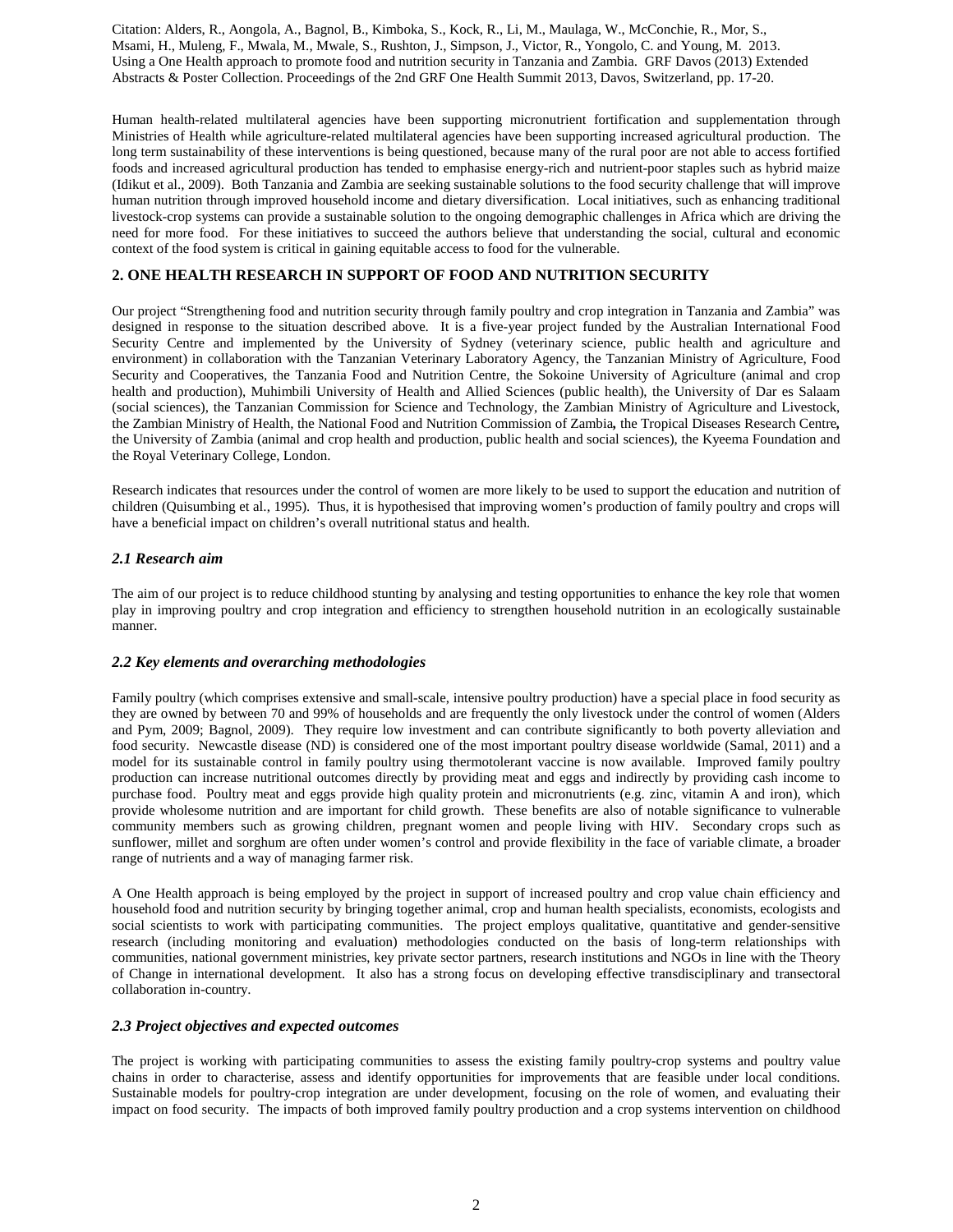Human health-related multilateral agencies have been supporting micronutrient fortification and supplementation through Ministries of Health while agriculture-related multilateral agencies have been supporting increased agricultural production. The long term sustainability of these interventions is being questioned, because many of the rural poor are not able to access fortified foods and increased agricultural production has tended to emphasise energy-rich and nutrient-poor staples such as hybrid maize (Idikut et al., 2009). Both Tanzania and Zambia are seeking sustainable solutions to the food security challenge that will improve human nutrition through improved household income and dietary diversification. Local initiatives, such as enhancing traditional livestock-crop systems can provide a sustainable solution to the ongoing demographic challenges in Africa which are driving the need for more food. For these initiatives to succeed the authors believe that understanding the social, cultural and economic context of the food system is critical in gaining equitable access to food for the vulnerable.

## 2. ONE HEALTH RESEARCH IN SUPPORT OF FOOD AND NUTRITION SECURITY

Our project "Strengthening food and nutrition security through family poultry and crop integration in Tanzania and Zambia" was designed in response to the situation described above. It is a five-year project funded by the Australian International Food Security Centre and implemented by the University of Sydney (veterinary science, public health and agriculture and environment) in collaboration with the Tanzanian Veterinary Laboratory Agency, the Tanzanian Ministry of Agriculture, Food Security and Cooperatives, the Tanzania Food and Nutrition Centre, the Sokoine University of Agriculture (animal and crop health and production), Muhimbili University of Health and Allied Sciences (public health), the University of Dar es Salaam (social sciences), the Tanzanian Commission for Science and Technology, the Zambian Ministry of Agriculture and Livestock, the Zambian Ministry of Health, the National Food and Nutrition Commission of Zambia**,** the Tropical Diseases Research Centre**,** the University of Zambia (animal and crop health and production, public health and social sciences), the Kyeema Foundation and the Royal Veterinary College, London.

Research indicates that resources under the control of women are more likely to be used to support the education and nutrition of children (Quisumbing et al., 1995). Thus, it is hypothesised that improving women's production of family poultry and crops will have a beneficial impact on children's overall nutritional status and health.

### *2.1 Research aim*

The aim of our project is to reduce childhood stunting by analysing and testing opportunities to enhance the key role that women play in improving poultry and crop integration and efficiency to strengthen household nutrition in an ecologically sustainable manner.

### *2.2 Key elements and overarching methodologies*

Family poultry (which comprises extensive and small-scale, intensive poultry production) have a special place in food security as they are owned by between 70 and 99% of households and are frequently the only livestock under the control of women (Alders and Pym, 2009; Bagnol, 2009). They require low investment and can contribute significantly to both poverty alleviation and food security. Newcastle disease (ND) is considered one of the most important poultry disease worldwide (Samal, 2011) and a model for its sustainable control in family poultry using thermotolerant vaccine is now available. Improved family poultry production can increase nutritional outcomes directly by providing meat and eggs and indirectly by providing cash income to purchase food. Poultry meat and eggs provide high quality protein and micronutrients (e.g. zinc, vitamin A and iron), which provide wholesome nutrition and are important for child growth. These benefits are also of notable significance to vulnerable community members such as growing children, pregnant women and people living with HIV. Secondary crops such as sunflower, millet and sorghum are often under women's control and provide flexibility in the face of variable climate, a broader range of nutrients and a way of managing farmer risk.

A One Health approach is being employed by the project in support of increased poultry and crop value chain efficiency and household food and nutrition security by bringing together animal, crop and human health specialists, economists, ecologists and social scientists to work with participating communities. The project employs qualitative, quantitative and gender-sensitive research (including monitoring and evaluation) methodologies conducted on the basis of long-term relationships with communities, national government ministries, key private sector partners, research institutions and NGOs in line with the Theory of Change in international development. It also has a strong focus on developing effective transdisciplinary and transectoral collaboration in-country.

### *2.3 Project objectives and expected outcomes*

The project is working with participating communities to assess the existing family poultry-crop systems and poultry value chains in order to characterise, assess and identify opportunities for improvements that are feasible under local conditions. Sustainable models for poultry-crop integration are under development, focusing on the role of women, and evaluating their impact on food security. The impacts of both improved family poultry production and a crop systems intervention on childhood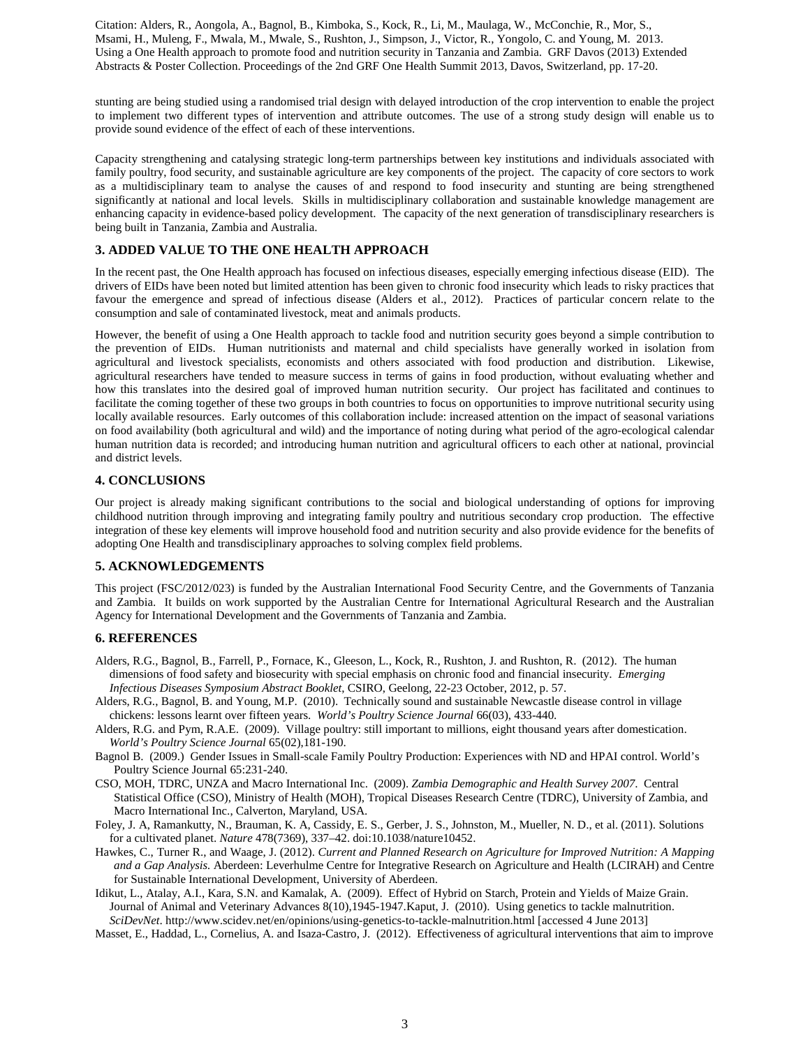stunting are being studied using a randomised trial design with delayed introduction of the crop intervention to enable the project to implement two different types of intervention and attribute outcomes. The use of a strong study design will enable us to provide sound evidence of the effect of each of these interventions.

Capacity strengthening and catalysing strategic long-term partnerships between key institutions and individuals associated with family poultry, food security, and sustainable agriculture are key components of the project. The capacity of core sectors to work as a multidisciplinary team to analyse the causes of and respond to food insecurity and stunting are being strengthened significantly at national and local levels. Skills in multidisciplinary collaboration and sustainable knowledge management are enhancing capacity in evidence-based policy development. The capacity of the next generation of transdisciplinary researchers is being built in Tanzania, Zambia and Australia.

## 3. ADDED VALUE TO THE ONE HEALTH APPROACH

In the recent past, the One Health approach has focused on infectious diseases, especially emerging infectious disease (EID). The drivers of EIDs have been noted but limited attention has been given to chronic food insecurity which leads to risky practices that favour the emergence and spread of infectious disease (Alders et al., 2012). Practices of particular concern relate to the consumption and sale of contaminated livestock, meat and animals products.

However, the benefit of using a One Health approach to tackle food and nutrition security goes beyond a simple contribution to the prevention of EIDs. Human nutritionists and maternal and child specialists have generally worked in isolation from agricultural and livestock specialists, economists and others associated with food production and distribution. Likewise, agricultural researchers have tended to measure success in terms of gains in food production, without evaluating whether and how this translates into the desired goal of improved human nutrition security. Our project has facilitated and continues to facilitate the coming together of these two groups in both countries to focus on opportunities to improve nutritional security using locally available resources. Early outcomes of this collaboration include: increased attention on the impact of seasonal variations on food availability (both agricultural and wild) and the importance of noting during what period of the agro-ecological calendar human nutrition data is recorded; and introducing human nutrition and agricultural officers to each other at national, provincial and district levels.

## 4. CONCLUSIONS

Our project is already making significant contributions to the social and biological understanding of options for improving childhood nutrition through improving and integrating family poultry and nutritious secondary crop production. The effective integration of these key elements will improve household food and nutrition security and also provide evidence for the benefits of adopting One Health and transdisciplinary approaches to solving complex field problems.

## 5. ACKNOWLEDGEMENTS

This project (FSC/2012/023) is funded by the Australian International Food Security Centre, and the Governments of Tanzania and Zambia. It builds on work supported by the Australian Centre for International Agricultural Research and the Australian Agency for International Development and the Governments of Tanzania and Zambia.

## 6. REFERENCES

Alders, R.G., Bagnol, B., Farrell, P., Fornace, K., Gleeson, L., Kock, R., Rushton, J. and Rushton, R. (2012). The human dimensions of food safety and biosecurity with special emphasis on chronic food and financial insecurity. *Emerging Infectious Diseases Symposium Abstract Booklet*, CSIRO, Geelong, 22-23 October, 2012, p. 57.

Alders, R.G., Bagnol, B. and Young, M.P. (2010). Technically sound and sustainable Newcastle disease control in village chickens: lessons learnt over fifteen years. *World's Poultry Science Journal* 66(03), 433-440.

Alders, R.G. and Pym, R.A.E. (2009). Village poultry: still important to millions, eight thousand years after domestication. *World's Poultry Science Journal* 65(02),181-190.

Bagnol B. (2009.) Gender Issues in Small-scale Family Poultry Production: Experiences with ND and HPAI control. World's Poultry Science Journal 65:231-240.

CSO, MOH, TDRC, UNZA and Macro International Inc. (2009). *Zambia Demographic and Health Survey 2007*. Central Statistical Office (CSO), Ministry of Health (MOH), Tropical Diseases Research Centre (TDRC), University of Zambia, and Macro International Inc., Calverton, Maryland, USA.

Foley, J. A, Ramankutty, N., Brauman, K. A, Cassidy, E. S., Gerber, J. S., Johnston, M., Mueller, N. D., et al. (2011). Solutions for a cultivated planet. *Nature* 478(7369), 337–42. doi:10.1038/nature10452.

Hawkes, C., Turner R., and Waage, J. (2012). *Current and Planned Research on Agriculture for Improved Nutrition: A Mapping and a Gap Analysis.* Aberdeen: Leverhulme Centre for Integrative Research on Agriculture and Health (LCIRAH) and Centre for Sustainable International Development, University of Aberdeen.

Idikut, L., Atalay, A.I., Kara, S.N. and Kamalak, A. (2009). Effect of Hybrid on Starch, Protein and Yields of Maize Grain. Journal of Animal and Veterinary Advances 8(10),1945-1947.Kaput, J. (2010). Using genetics to tackle malnutrition. *SciDevNet*. http://www.scidev.net/en/opinions/using-genetics-to-tackle-malnutrition.html [accessed 4 June 2013]

Masset, E., Haddad, L., Cornelius, A. and Isaza-Castro, J. (2012). Effectiveness of agricultural interventions that aim to improve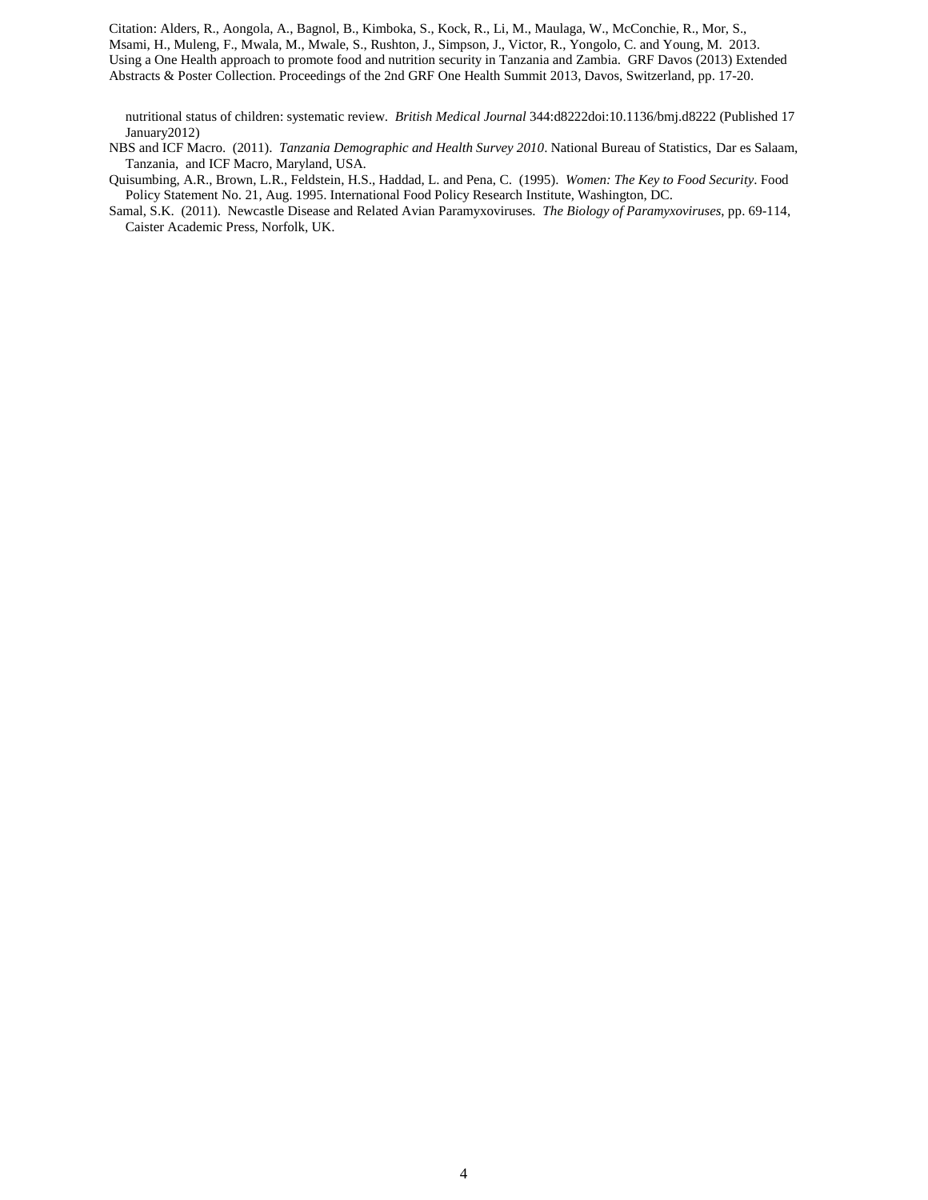nutritional status of children: systematic review. *British Medical Journal* 344:d8222doi:10.1136/bmj.d8222 (Published 17 January2012)

NBS and ICF Macro. (2011). *Tanzania Demographic and Health Survey 2010*. National Bureau of Statistics, Dar es Salaam, Tanzania, and ICF Macro, Maryland, USA.

Quisumbing, A.R., Brown, L.R., Feldstein, H.S., Haddad, L. and Pena, C. (1995). *Women: The Key to Food Security*. Food Policy Statement No. 21, Aug. 1995. International Food Policy Research Institute, Washington, DC.

Samal, S.K. (2011). Newcastle Disease and Related Avian Paramyxoviruses. *The Biology of Paramyxoviruses*, pp. 69-114, Caister Academic Press, Norfolk, UK.